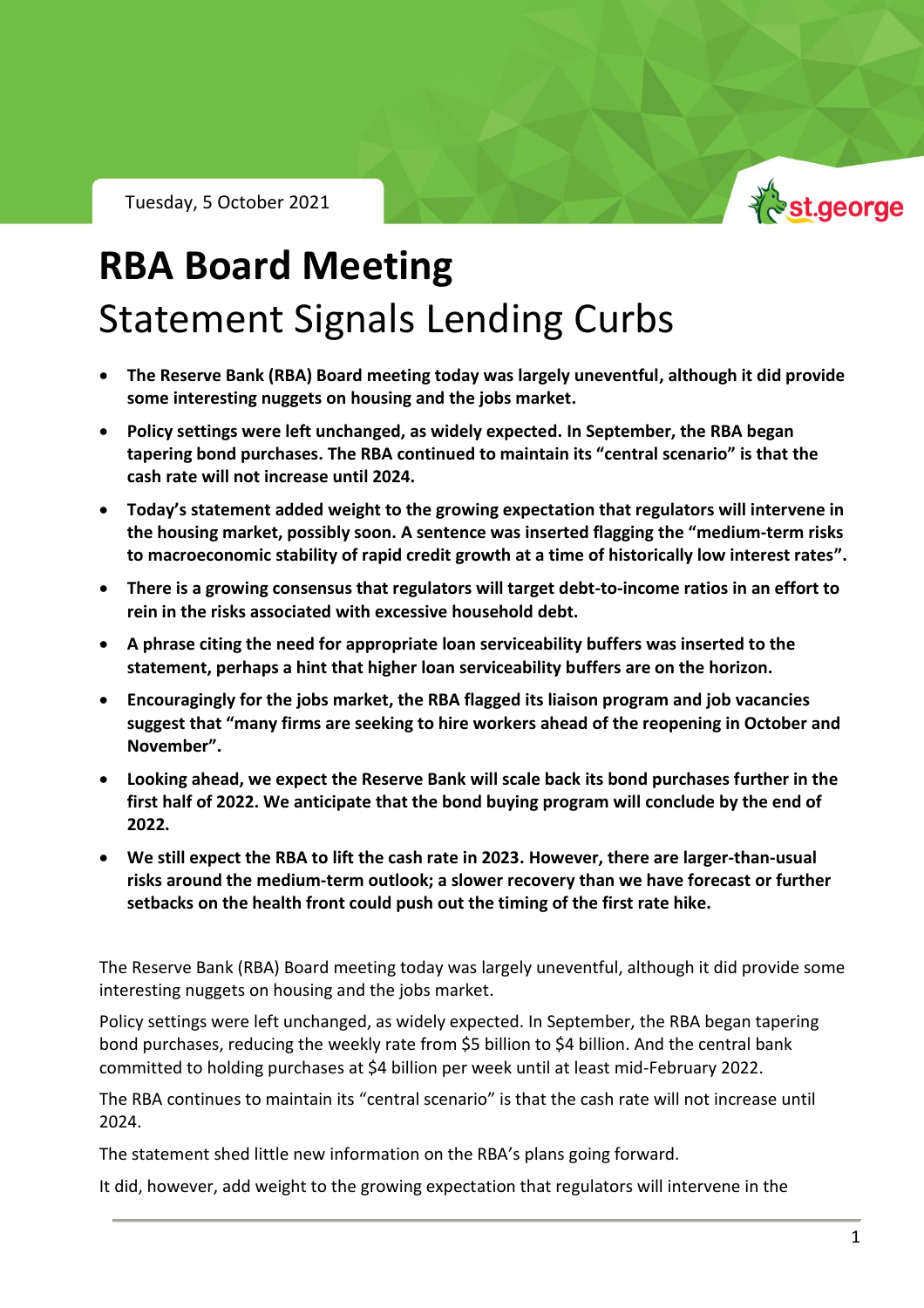Tuesday, 5 October 2021

# RBA Board Meeting

## Statement Signals Lending Curbs

- **The Reserve Bank (RBA) Board meeting today was largely uneventful, although it did provide some interesting nuggets on housing and the jobs market.**
- **Policy settings were left unchanged, as widely expected. In September, the RBA began tapering bond purchases. The RBA continued to maintain its "central scenario" is that the cash rate will not increase until 2024.**
- **Today's statement added weight to the growing expectation that regulators will intervene in the housing market, possibly soon. A sentence was inserted flagging the "medium-term risks to macroeconomic stability of rapid credit growth at a time of historically low interest rates".**
- **There is a growing consensus that regulators will target debt-to-income ratios in an effort to rein in the risks associated with excessive household debt.**
- **A phrase citing the need for appropriate loan serviceability buffers was inserted to the statement, perhaps a hint that higher loan serviceability buffers are on the horizon.**
- **Encouragingly for the jobs market, the RBA flagged its liaison program and job vacancies suggest that "many firms are seeking to hire workers ahead of the reopening in October and November".**
- **Looking ahead, we expect the Reserve Bank will scale back its bond purchases further in the first half of 2022. We anticipate that the bond buying program will conclude by the end of 2022.**
- **We still expect the RBA to lift the cash rate in 2023. However, there are larger-than-usual risks around the medium-term outlook; a slower recovery than we have forecast or further setbacks on the health front could push out the timing of the first rate hike.**

The Reserve Bank (RBA) Board meeting today was largely uneventful, although it did provide some interesting nuggets on housing and the jobs market.

Policy settings were left unchanged, as widely expected. In September, the RBA began tapering bond purchases, reducing the weekly rate from $5 billion to $4 billion. And the central bank committed to holding purchases at $4 billion per week until at least mid-February 2022.

The RBA continues to maintain its "central scenario" is that the cash rate will not increase until 2024.

The statement shed little new information on the RBA's plans going forward.

It did, however, add weight to the growing expectation that regulators will intervene in the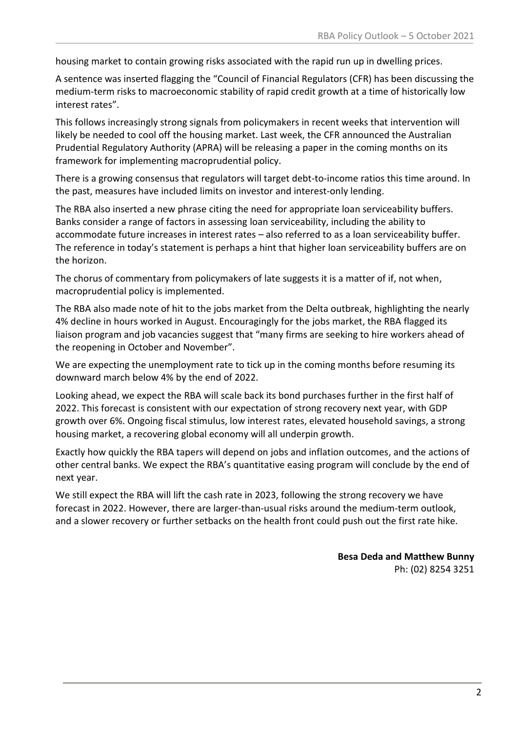housing market to contain growing risks associated with the rapid run up in dwelling prices.

A sentence was inserted flagging the "Council of Financial Regulators (CFR) has been discussing the medium-term risks to macroeconomic stability of rapid credit growth at a time of historically low interest rates".

This follows increasingly strong signals from policymakers in recent weeks that intervention will likely be needed to cool off the housing market. Last week, the CFR announced the Australian Prudential Regulatory Authority (APRA) will be releasing a paper in the coming months on its framework for implementing macroprudential policy.

There is a growing consensus that regulators will target debt-to-income ratios this time around. In the past, measures have included limits on investor and interest-only lending.

The RBA also inserted a new phrase citing the need for appropriate loan serviceability buffers. Banks consider a range of factors in assessing loan serviceability, including the ability to accommodate future increases in interest rates – also referred to as a loan serviceability buffer. The reference in today's statement is perhaps a hint that higher loan serviceability buffers are on the horizon.

The chorus of commentary from policymakers of late suggests it is a matter of if, not when, macroprudential policy is implemented.

The RBA also made note of hit to the jobs market from the Delta outbreak, highlighting the nearly 4% decline in hours worked in August. Encouragingly for the jobs market, the RBA flagged its liaison program and job vacancies suggest that "many firms are seeking to hire workers ahead of the reopening in October and November".

We are expecting the unemployment rate to tick up in the coming months before resuming its downward march below 4% by the end of 2022.

Looking ahead, we expect the RBA will scale back its bond purchases further in the first half of 2022. This forecast is consistent with our expectation of strong recovery next year, with GDP growth over 6%. Ongoing fiscal stimulus, low interest rates, elevated household savings, a strong housing market, a recovering global economy will all underpin growth.

Exactly how quickly the RBA tapers will depend on jobs and inflation outcomes, and the actions of other central banks. We expect the RBA's quantitative easing program will conclude by the end of next year.

We still expect the RBA will lift the cash rate in 2023, following the strong recovery we have forecast in 2022. However, there are larger-than-usual risks around the medium-term outlook, and a slower recovery or further setbacks on the health front could push out the first rate hike.

**Besa Deda and Matthew Bunny**
Ph: (02) 8254 3251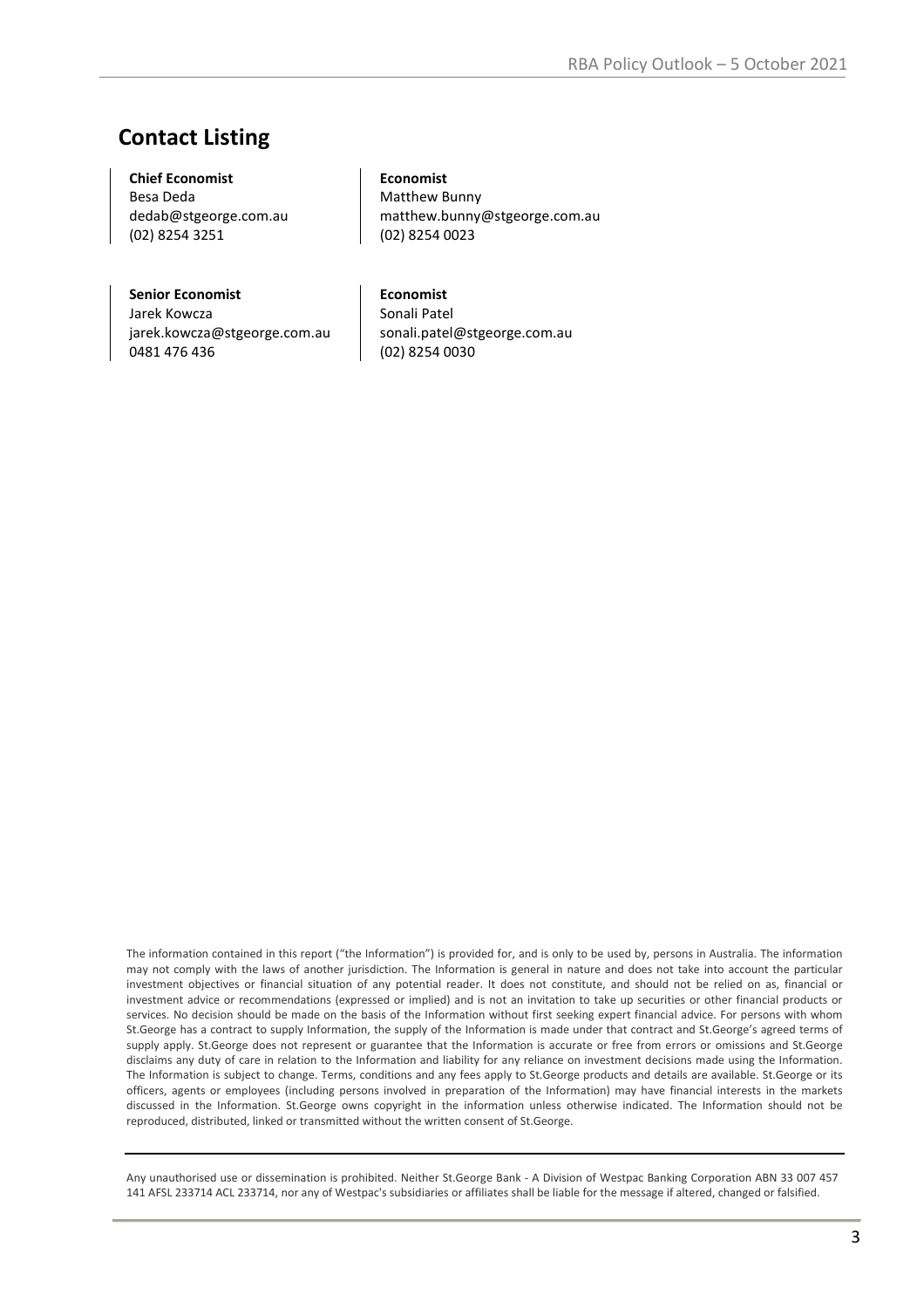## Contact Listing

**Chief Economist**
Besa Deda
dedab@stgeorge.com.au
(02) 8254 3251

**Economist**
Matthew Bunny
matthew.bunny@stgeorge.com.au
(02) 8254 0023

**Senior Economist**
Jarek Kowcza
jarek.kowcza@stgeorge.com.au
0481 476 436

**Economist**
Sonali Patel
sonali.patel@stgeorge.com.au
(02) 8254 0030

The information contained in this report ("the Information") is provided for, and is only to be used by, persons in Australia. The information may not comply with the laws of another jurisdiction. The Information is general in nature and does not take into account the particular investment objectives or financial situation of any potential reader. It does not constitute, and should not be relied on as, financial or investment advice or recommendations (expressed or implied) and is not an invitation to take up securities or other financial products or services. No decision should be made on the basis of the Information without first seeking expert financial advice. For persons with whom St.George has a contract to supply Information, the supply of the Information is made under that contract and St.George's agreed terms of supply apply. St.George does not represent or guarantee that the Information is accurate or free from errors or omissions and St.George disclaims any duty of care in relation to the Information and liability for any reliance on investment decisions made using the Information. The Information is subject to change. Terms, conditions and any fees apply to St.George products and details are available. St.George or its officers, agents or employees (including persons involved in preparation of the Information) may have financial interests in the markets discussed in the Information. St.George owns copyright in the information unless otherwise indicated. The Information should not be reproduced, distributed, linked or transmitted without the written consent of St.George.

Any unauthorised use or dissemination is prohibited. Neither St.George Bank - A Division of Westpac Banking Corporation ABN 33 007 457 141 AFSL 233714 ACL 233714, nor any of Westpac's subsidiaries or affiliates shall be liable for the message if altered, changed or falsified.